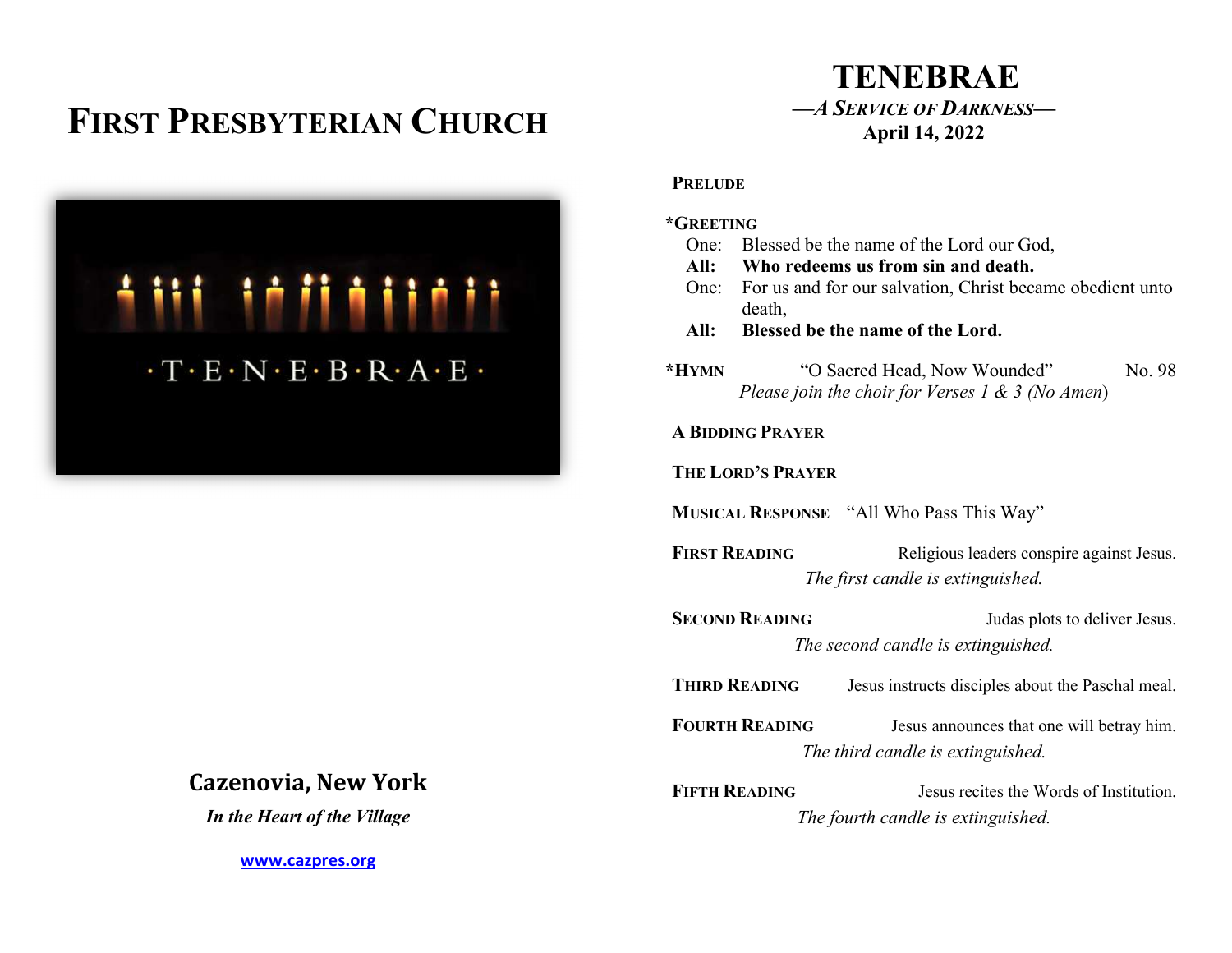# FIRST PRESBYTERIAN CHURCH

## Cazenovia, New York

***In the Heart of the Village***

**www.cazpres.org**

# TENEBRAE

***—A SERVICE OF DARKNESS—***

**April 14, 2022**

**PRELUDE**

**\*GREETING**

One: Blessed be the name of the Lord our God,

**All: Who redeems us from sin and death.**

One: For us and for our salvation, Christ became obedient unto death,

**All: Blessed be the name of the Lord.**

**\*HYMN** "O Sacred Head, Now Wounded" No. 98

*Please join the choir for Verses 1 & 3 (No Amen)*

**A BIDDING PRAYER**

**THE LORD'S PRAYER**

**MUSICAL RESPONSE** "All Who Pass This Way"

**FIRST READING** Religious leaders conspire against Jesus.

*The first candle is extinguished.*

**SECOND READING** Judas plots to deliver Jesus.

*The second candle is extinguished.*

**THIRD READING** Jesus instructs disciples about the Paschal meal.

**FOURTH READING** Jesus announces that one will betray him.

*The third candle is extinguished.*

**FIFTH READING** Jesus recites the Words of Institution.

*The fourth candle is extinguished.*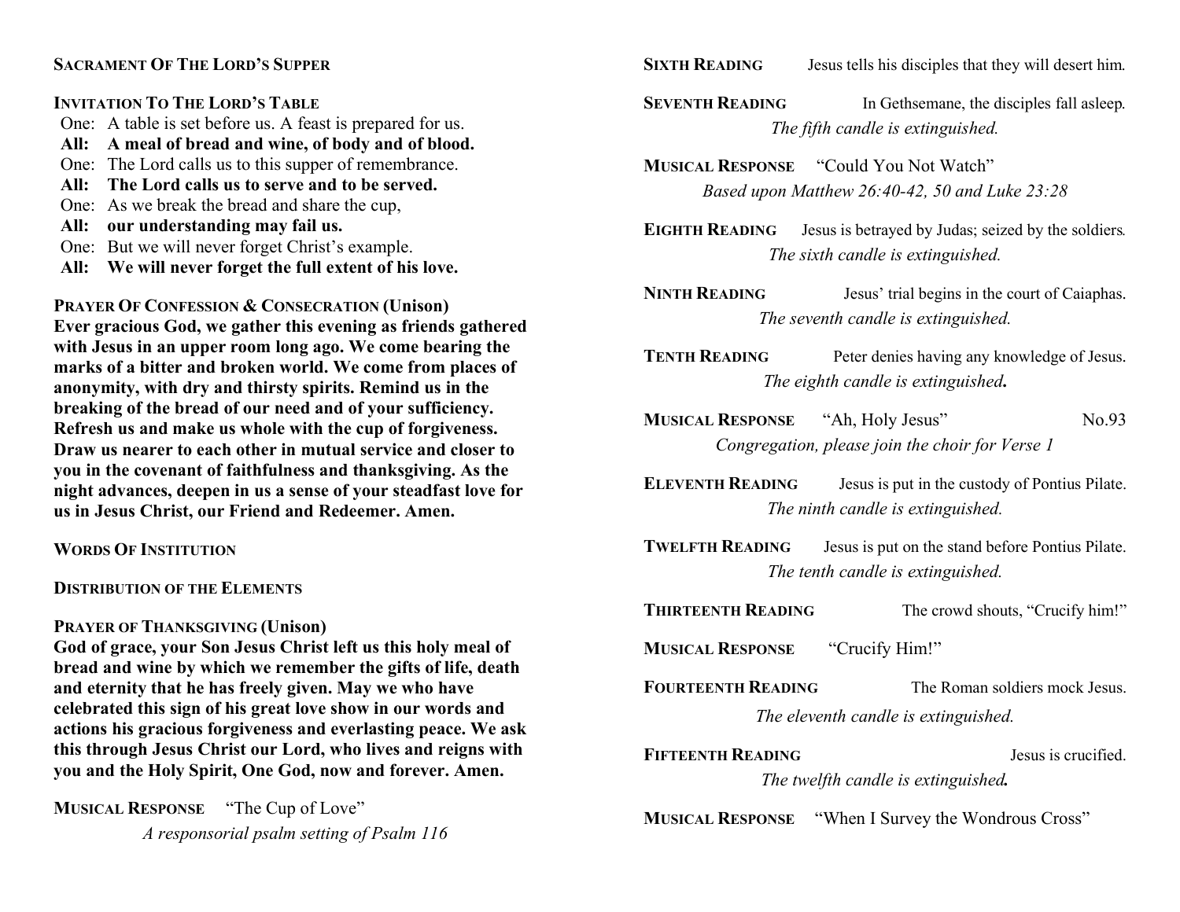## Sacrament Of The Lord's Supper

### Invitation To The Lord's Table

One: A table is set before us. A feast is prepared for us.
**All: A meal of bread and wine, of body and of blood.**
One: The Lord calls us to this supper of remembrance.
**All: The Lord calls us to serve and to be served.**
One: As we break the bread and share the cup,
**All: our understanding may fail us.**
One: But we will never forget Christ's example.
**All: We will never forget the full extent of his love.**

### Prayer Of Confession & Consecration (Unison)

**Ever gracious God, we gather this evening as friends gathered with Jesus in an upper room long ago. We come bearing the marks of a bitter and broken world. We come from places of anonymity, with dry and thirsty spirits. Remind us in the breaking of the bread of our need and of your sufficiency. Refresh us and make us whole with the cup of forgiveness. Draw us nearer to each other in mutual service and closer to you in the covenant of faithfulness and thanksgiving. As the night advances, deepen in us a sense of your steadfast love for us in Jesus Christ, our Friend and Redeemer. Amen.**

### Words Of Institution

### Distribution of the Elements

### Prayer of Thanksgiving (Unison)

**God of grace, your Son Jesus Christ left us this holy meal of bread and wine by which we remember the gifts of life, death and eternity that he has freely given. May we who have celebrated this sign of his great love show in our words and actions his gracious forgiveness and everlasting peace. We ask this through Jesus Christ our Lord, who lives and reigns with you and the Holy Spirit, One God, now and forever. Amen.**

**Musical Response** "The Cup of Love"
*A responsorial psalm setting of Psalm 116*

**Sixth Reading** Jesus tells his disciples that they will desert him.

**Seventh Reading** In Gethsemane, the disciples fall asleep.
*The fifth candle is extinguished.*

**Musical Response** "Could You Not Watch"
*Based upon Matthew 26:40-42, 50 and Luke 23:28*

**Eighth Reading** Jesus is betrayed by Judas; seized by the soldiers.
*The sixth candle is extinguished.*

**Ninth Reading** Jesus' trial begins in the court of Caiaphas.
*The seventh candle is extinguished.*

**Tenth Reading** Peter denies having any knowledge of Jesus.
*The eighth candle is extinguished.*

**Musical Response** "Ah, Holy Jesus" No.93
*Congregation, please join the choir for Verse 1*

**Eleventh Reading** Jesus is put in the custody of Pontius Pilate.
*The ninth candle is extinguished.*

**Twelfth Reading** Jesus is put on the stand before Pontius Pilate.
*The tenth candle is extinguished.*

**Thirteenth Reading** The crowd shouts, "Crucify him!"

**Musical Response** "Crucify Him!"

**Fourteenth Reading** The Roman soldiers mock Jesus.
*The eleventh candle is extinguished.*

**Fifteenth Reading** Jesus is crucified.
*The twelfth candle is extinguished.*

**Musical Response** "When I Survey the Wondrous Cross"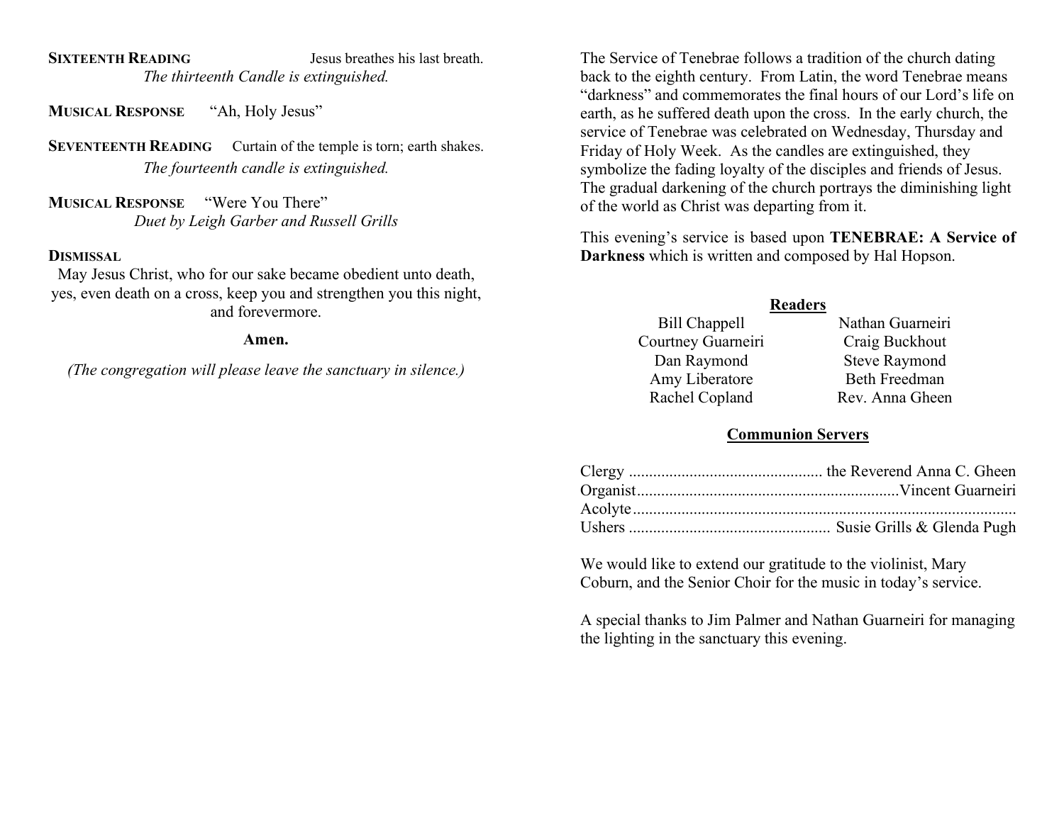**SIXTEENTH READING** Jesus breathes his last breath.

*The thirteenth Candle is extinguished.*

**MUSICAL RESPONSE** "Ah, Holy Jesus"

**SEVENTEENTH READING** Curtain of the temple is torn; earth shakes.

*The fourteenth candle is extinguished.*

**MUSICAL RESPONSE** "Were You There"

*Duet by Leigh Garber and Russell Grills*

**DISMISSAL**

May Jesus Christ, who for our sake became obedient unto death, yes, even death on a cross, keep you and strengthen you this night, and forevermore.

**Amen.**

*(The congregation will please leave the sanctuary in silence.)*

The Service of Tenebrae follows a tradition of the church dating back to the eighth century. From Latin, the word Tenebrae means "darkness" and commemorates the final hours of our Lord's life on earth, as he suffered death upon the cross. In the early church, the service of Tenebrae was celebrated on Wednesday, Thursday and Friday of Holy Week. As the candles are extinguished, they symbolize the fading loyalty of the disciples and friends of Jesus. The gradual darkening of the church portrays the diminishing light of the world as Christ was departing from it.

This evening's service is based upon **TENEBRAE: A Service of Darkness** which is written and composed by Hal Hopson.

## Readers

| | |
|---|---|
| Bill Chappell | Nathan Guarneiri |
| Courtney Guarneiri | Craig Buckhout |
| Dan Raymond | Steve Raymond |
| Amy Liberatore | Beth Freedman |
| Rachel Copland | Rev. Anna Gheen |

## Communion Servers

Clergy ................................................ the Reverend Anna C. Gheen
Organist ................................................................Vincent Guarneiri
Acolyte ..............................................................................................
Ushers ................................................. Susie Grills & Glenda Pugh

We would like to extend our gratitude to the violinist, Mary Coburn, and the Senior Choir for the music in today's service.

A special thanks to Jim Palmer and Nathan Guarneiri for managing the lighting in the sanctuary this evening.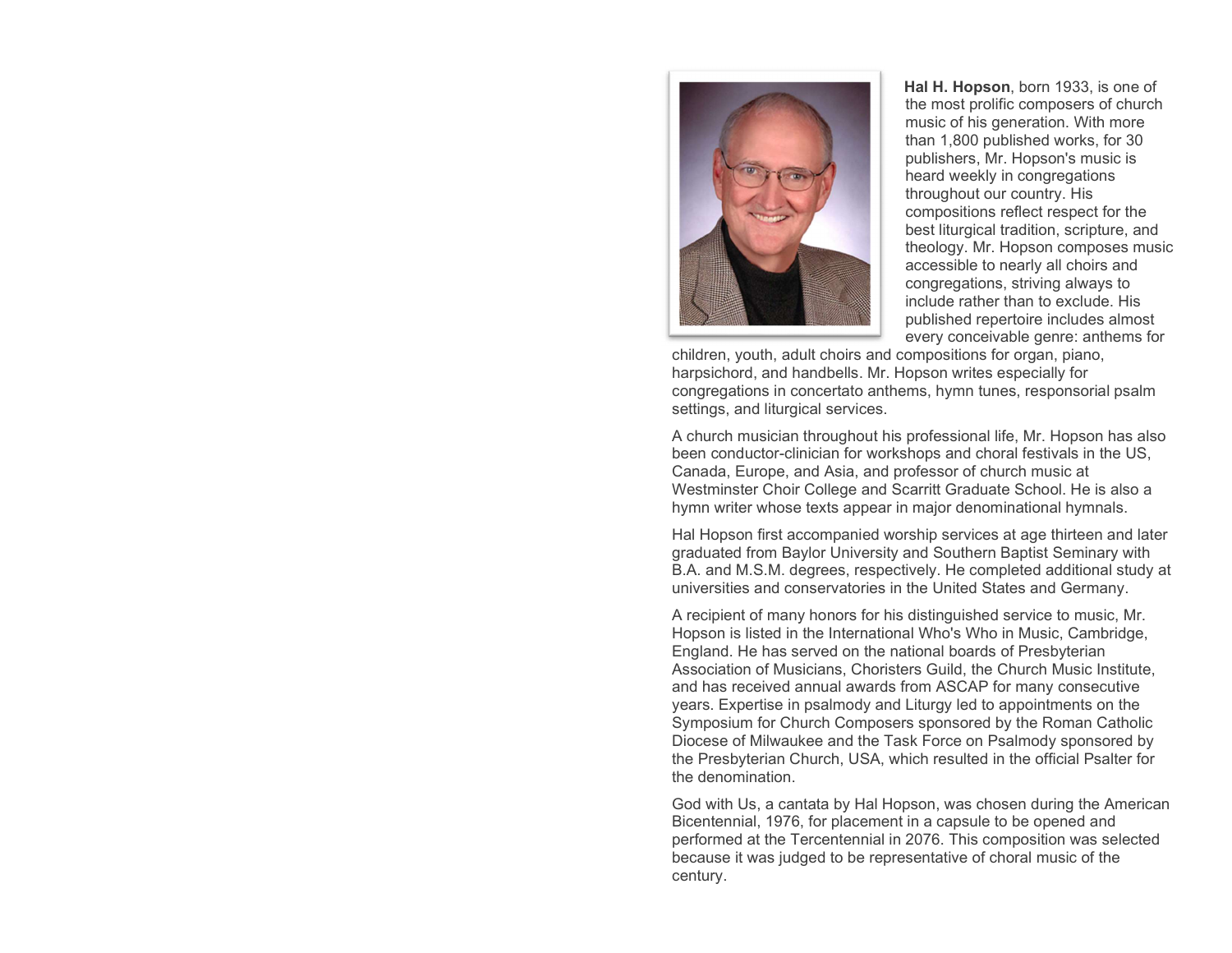**Hal H. Hopson**, born 1933, is one of the most prolific composers of church music of his generation. With more than 1,800 published works, for 30 publishers, Mr. Hopson's music is heard weekly in congregations throughout our country. His compositions reflect respect for the best liturgical tradition, scripture, and theology. Mr. Hopson composes music accessible to nearly all choirs and congregations, striving always to include rather than to exclude. His published repertoire includes almost every conceivable genre: anthems for children, youth, adult choirs and compositions for organ, piano, harpsichord, and handbells. Mr. Hopson writes especially for congregations in concertato anthems, hymn tunes, responsorial psalm settings, and liturgical services.

A church musician throughout his professional life, Mr. Hopson has also been conductor-clinician for workshops and choral festivals in the US, Canada, Europe, and Asia, and professor of church music at Westminster Choir College and Scarritt Graduate School. He is also a hymn writer whose texts appear in major denominational hymnals.

Hal Hopson first accompanied worship services at age thirteen and later graduated from Baylor University and Southern Baptist Seminary with B.A. and M.S.M. degrees, respectively. He completed additional study at universities and conservatories in the United States and Germany.

A recipient of many honors for his distinguished service to music, Mr. Hopson is listed in the International Who's Who in Music, Cambridge, England. He has served on the national boards of Presbyterian Association of Musicians, Choristers Guild, the Church Music Institute, and has received annual awards from ASCAP for many consecutive years. Expertise in psalmody and Liturgy led to appointments on the Symposium for Church Composers sponsored by the Roman Catholic Diocese of Milwaukee and the Task Force on Psalmody sponsored by the Presbyterian Church, USA, which resulted in the official Psalter for the denomination.

God with Us, a cantata by Hal Hopson, was chosen during the American Bicentennial, 1976, for placement in a capsule to be opened and performed at the Tercentennial in 2076. This composition was selected because it was judged to be representative of choral music of the century.